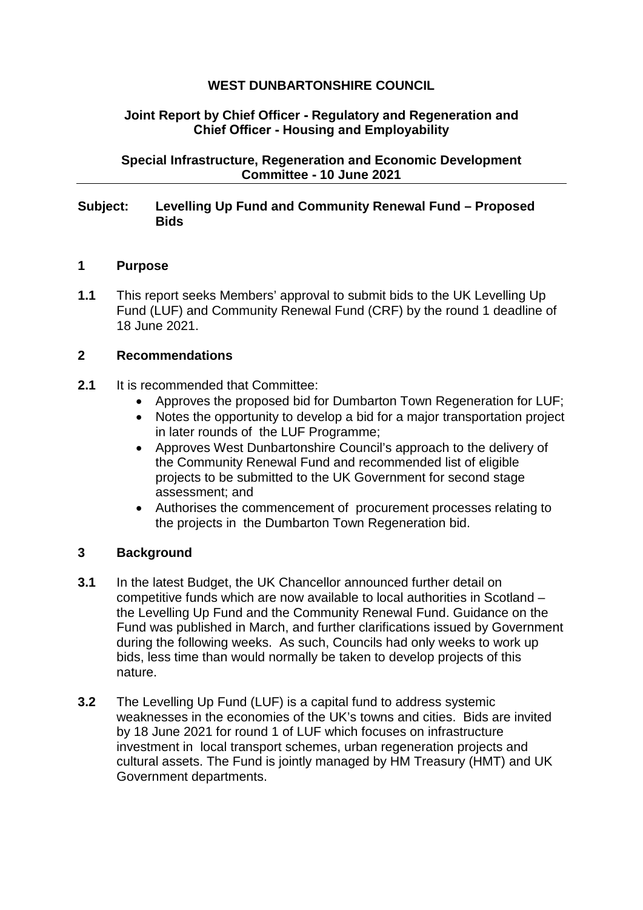**WEST DUNBARTONSHIRE COUNCIL**

**Joint Report by Chief Officer - Regulatory and Regeneration and Chief Officer - Housing and Employability**

**Special Infrastructure, Regeneration and Economic Development Committee - 10 June 2021**

---

**Subject: Levelling Up Fund and Community Renewal Fund – Proposed Bids**

## 1 Purpose

**1.1** This report seeks Members' approval to submit bids to the UK Levelling Up Fund (LUF) and Community Renewal Fund (CRF) by the round 1 deadline of 18 June 2021.

## 2 Recommendations

**2.1** It is recommended that Committee:

- Approves the proposed bid for Dumbarton Town Regeneration for LUF;
- Notes the opportunity to develop a bid for a major transportation project in later rounds of the LUF Programme;
- Approves West Dunbartonshire Council's approach to the delivery of the Community Renewal Fund and recommended list of eligible projects to be submitted to the UK Government for second stage assessment; and
- Authorises the commencement of procurement processes relating to the projects in the Dumbarton Town Regeneration bid.

## 3 Background

**3.1** In the latest Budget, the UK Chancellor announced further detail on competitive funds which are now available to local authorities in Scotland – the Levelling Up Fund and the Community Renewal Fund. Guidance on the Fund was published in March, and further clarifications issued by Government during the following weeks. As such, Councils had only weeks to work up bids, less time than would normally be taken to develop projects of this nature.

**3.2** The Levelling Up Fund (LUF) is a capital fund to address systemic weaknesses in the economies of the UK's towns and cities. Bids are invited by 18 June 2021 for round 1 of LUF which focuses on infrastructure investment in local transport schemes, urban regeneration projects and cultural assets. The Fund is jointly managed by HM Treasury (HMT) and UK Government departments.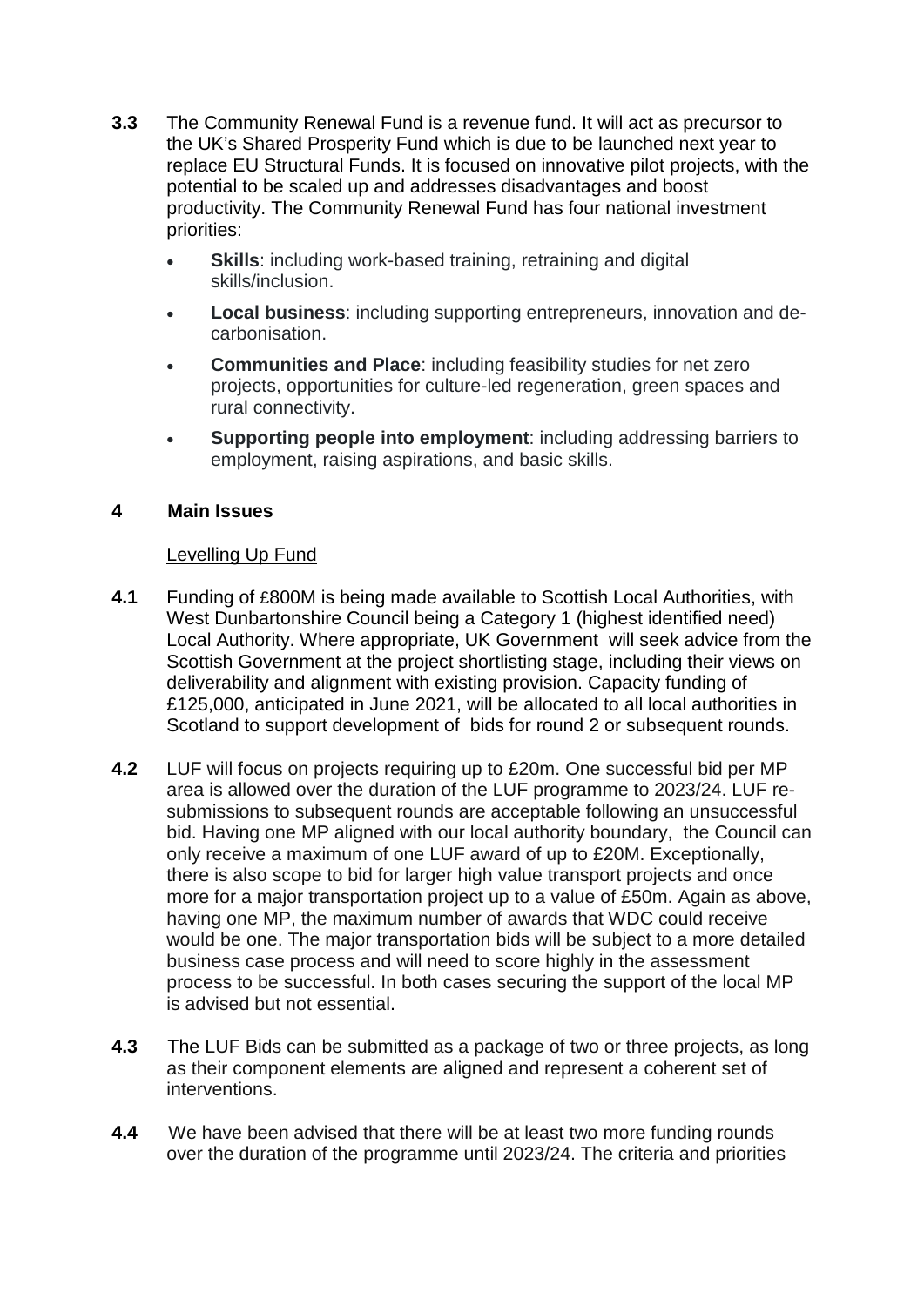**3.3** The Community Renewal Fund is a revenue fund. It will act as precursor to the UK's Shared Prosperity Fund which is due to be launched next year to replace EU Structural Funds. It is focused on innovative pilot projects, with the potential to be scaled up and addresses disadvantages and boost productivity. The Community Renewal Fund has four national investment priorities:

- **Skills**: including work-based training, retraining and digital skills/inclusion.
- **Local business**: including supporting entrepreneurs, innovation and de-carbonisation.
- **Communities and Place**: including feasibility studies for net zero projects, opportunities for culture-led regeneration, green spaces and rural connectivity.
- **Supporting people into employment**: including addressing barriers to employment, raising aspirations, and basic skills.

## 4 Main Issues

Levelling Up Fund

**4.1** Funding of £800M is being made available to Scottish Local Authorities, with West Dunbartonshire Council being a Category 1 (highest identified need) Local Authority. Where appropriate, UK Government will seek advice from the Scottish Government at the project shortlisting stage, including their views on deliverability and alignment with existing provision. Capacity funding of £125,000, anticipated in June 2021, will be allocated to all local authorities in Scotland to support development of bids for round 2 or subsequent rounds.

**4.2** LUF will focus on projects requiring up to £20m. One successful bid per MP area is allowed over the duration of the LUF programme to 2023/24. LUF re-submissions to subsequent rounds are acceptable following an unsuccessful bid. Having one MP aligned with our local authority boundary, the Council can only receive a maximum of one LUF award of up to £20M. Exceptionally, there is also scope to bid for larger high value transport projects and once more for a major transportation project up to a value of £50m. Again as above, having one MP, the maximum number of awards that WDC could receive would be one. The major transportation bids will be subject to a more detailed business case process and will need to score highly in the assessment process to be successful. In both cases securing the support of the local MP is advised but not essential.

**4.3** The LUF Bids can be submitted as a package of two or three projects, as long as their component elements are aligned and represent a coherent set of interventions.

**4.4** We have been advised that there will be at least two more funding rounds over the duration of the programme until 2023/24. The criteria and priorities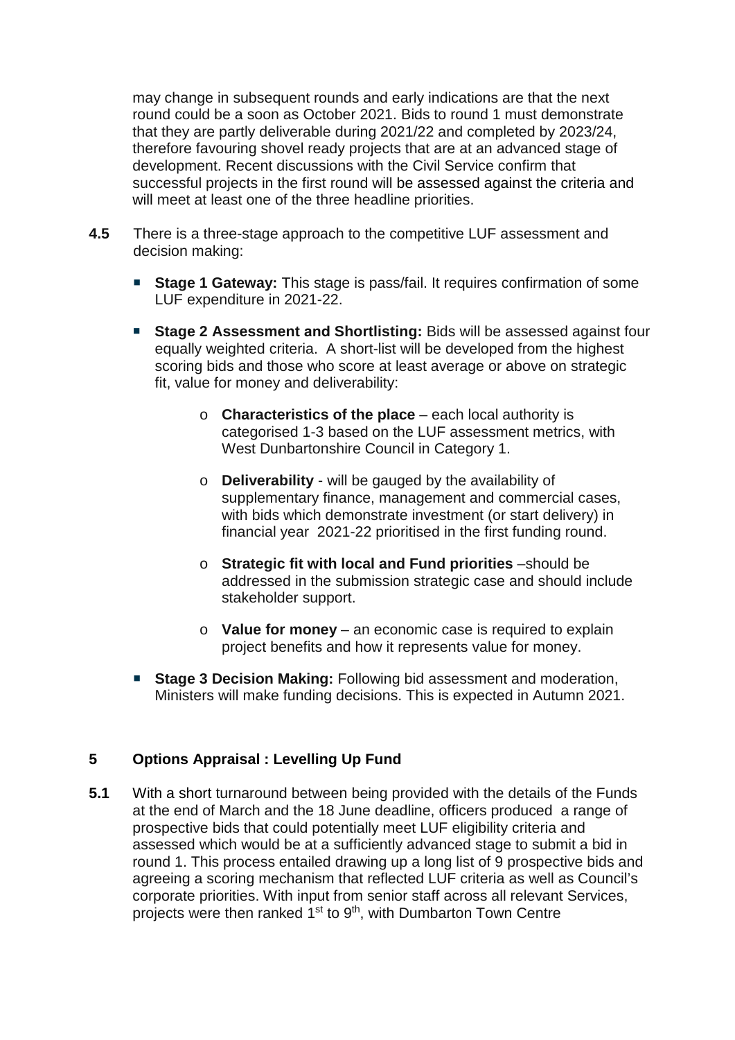may change in subsequent rounds and early indications are that the next round could be a soon as October 2021. Bids to round 1 must demonstrate that they are partly deliverable during 2021/22 and completed by 2023/24, therefore favouring shovel ready projects that are at an advanced stage of development. Recent discussions with the Civil Service confirm that successful projects in the first round will be assessed against the criteria and will meet at least one of the three headline priorities.

**4.5** There is a three-stage approach to the competitive LUF assessment and decision making:

- **Stage 1 Gateway:** This stage is pass/fail. It requires confirmation of some LUF expenditure in 2021-22.
- **Stage 2 Assessment and Shortlisting:** Bids will be assessed against four equally weighted criteria. A short-list will be developed from the highest scoring bids and those who score at least average or above on strategic fit, value for money and deliverability:
  - **Characteristics of the place** – each local authority is categorised 1-3 based on the LUF assessment metrics, with West Dunbartonshire Council in Category 1.
  - **Deliverability** - will be gauged by the availability of supplementary finance, management and commercial cases, with bids which demonstrate investment (or start delivery) in financial year 2021-22 prioritised in the first funding round.
  - **Strategic fit with local and Fund priorities** –should be addressed in the submission strategic case and should include stakeholder support.
  - **Value for money** – an economic case is required to explain project benefits and how it represents value for money.
- **Stage 3 Decision Making:** Following bid assessment and moderation, Ministers will make funding decisions. This is expected in Autumn 2021.

## 5 Options Appraisal : Levelling Up Fund

**5.1** With a short turnaround between being provided with the details of the Funds at the end of March and the 18 June deadline, officers produced a range of prospective bids that could potentially meet LUF eligibility criteria and assessed which would be at a sufficiently advanced stage to submit a bid in round 1. This process entailed drawing up a long list of 9 prospective bids and agreeing a scoring mechanism that reflected LUF criteria as well as Council's corporate priorities. With input from senior staff across all relevant Services, projects were then ranked 1st to 9th, with Dumbarton Town Centre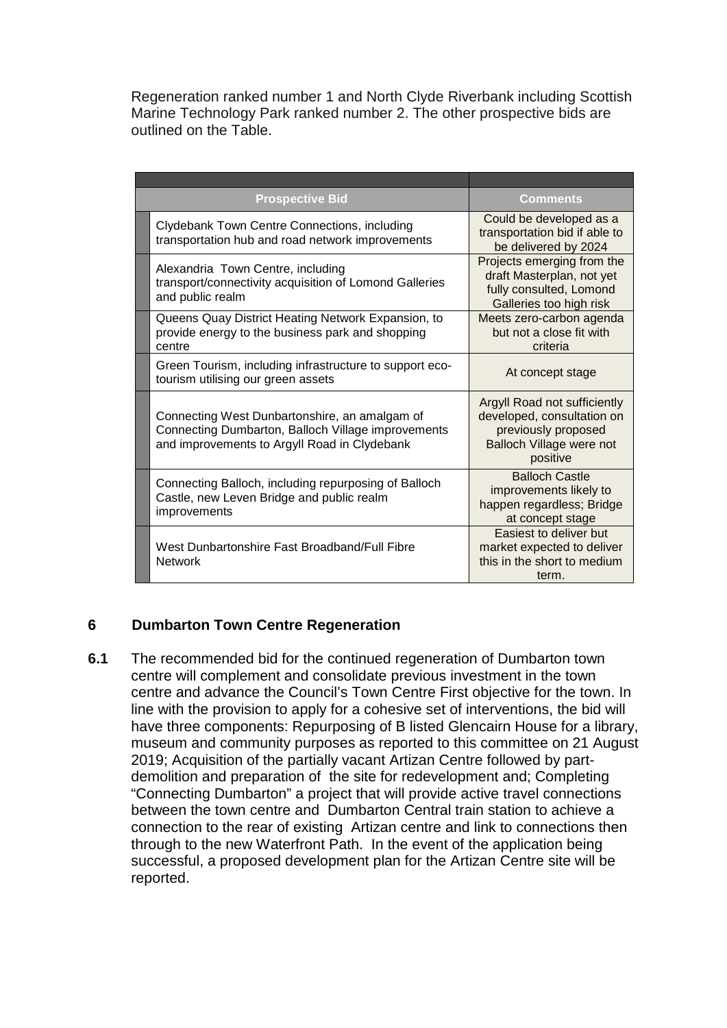Regeneration ranked number 1 and North Clyde Riverbank including Scottish Marine Technology Park ranked number 2. The other prospective bids are outlined on the Table.

| Prospective Bid | Comments |
|---|---|
| Clydebank Town Centre Connections, including transportation hub and road network improvements | Could be developed as a transportation bid if able to be delivered by 2024 |
| Alexandria Town Centre, including transport/connectivity acquisition of Lomond Galleries and public realm | Projects emerging from the draft Masterplan, not yet fully consulted, Lomond Galleries too high risk |
| Queens Quay District Heating Network Expansion, to provide energy to the business park and shopping centre | Meets zero-carbon agenda but not a close fit with criteria |
| Green Tourism, including infrastructure to support eco-tourism utilising our green assets | At concept stage |
| Connecting West Dunbartonshire, an amalgam of Connecting Dumbarton, Balloch Village improvements and improvements to Argyll Road in Clydebank | Argyll Road not sufficiently developed, consultation on previously proposed Balloch Village were not positive |
| Connecting Balloch, including repurposing of Balloch Castle, new Leven Bridge and public realm improvements | Balloch Castle improvements likely to happen regardless; Bridge at concept stage |
| West Dunbartonshire Fast Broadband/Full Fibre Network | Easiest to deliver but market expected to deliver this in the short to medium term. |

## 6 Dumbarton Town Centre Regeneration

**6.1** The recommended bid for the continued regeneration of Dumbarton town centre will complement and consolidate previous investment in the town centre and advance the Council's Town Centre First objective for the town. In line with the provision to apply for a cohesive set of interventions, the bid will have three components: Repurposing of B listed Glencairn House for a library, museum and community purposes as reported to this committee on 21 August 2019; Acquisition of the partially vacant Artizan Centre followed by part-demolition and preparation of the site for redevelopment and; Completing "Connecting Dumbarton" a project that will provide active travel connections between the town centre and Dumbarton Central train station to achieve a connection to the rear of existing Artizan centre and link to connections then through to the new Waterfront Path. In the event of the application being successful, a proposed development plan for the Artizan Centre site will be reported.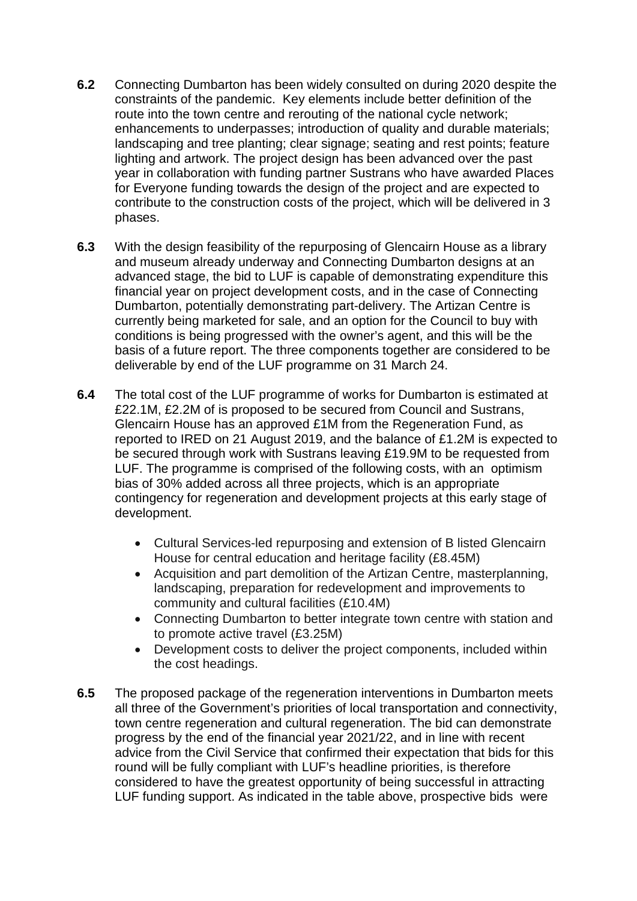**6.2** Connecting Dumbarton has been widely consulted on during 2020 despite the constraints of the pandemic. Key elements include better definition of the route into the town centre and rerouting of the national cycle network; enhancements to underpasses; introduction of quality and durable materials; landscaping and tree planting; clear signage; seating and rest points; feature lighting and artwork. The project design has been advanced over the past year in collaboration with funding partner Sustrans who have awarded Places for Everyone funding towards the design of the project and are expected to contribute to the construction costs of the project, which will be delivered in 3 phases.

**6.3** With the design feasibility of the repurposing of Glencairn House as a library and museum already underway and Connecting Dumbarton designs at an advanced stage, the bid to LUF is capable of demonstrating expenditure this financial year on project development costs, and in the case of Connecting Dumbarton, potentially demonstrating part-delivery. The Artizan Centre is currently being marketed for sale, and an option for the Council to buy with conditions is being progressed with the owner's agent, and this will be the basis of a future report. The three components together are considered to be deliverable by end of the LUF programme on 31 March 24.

**6.4** The total cost of the LUF programme of works for Dumbarton is estimated at £22.1M, £2.2M of is proposed to be secured from Council and Sustrans, Glencairn House has an approved £1M from the Regeneration Fund, as reported to IRED on 21 August 2019, and the balance of £1.2M is expected to be secured through work with Sustrans leaving £19.9M to be requested from LUF. The programme is comprised of the following costs, with an optimism bias of 30% added across all three projects, which is an appropriate contingency for regeneration and development projects at this early stage of development.

- Cultural Services-led repurposing and extension of B listed Glencairn House for central education and heritage facility (£8.45M)
- Acquisition and part demolition of the Artizan Centre, masterplanning, landscaping, preparation for redevelopment and improvements to community and cultural facilities (£10.4M)
- Connecting Dumbarton to better integrate town centre with station and to promote active travel (£3.25M)
- Development costs to deliver the project components, included within the cost headings.

**6.5** The proposed package of the regeneration interventions in Dumbarton meets all three of the Government's priorities of local transportation and connectivity, town centre regeneration and cultural regeneration. The bid can demonstrate progress by the end of the financial year 2021/22, and in line with recent advice from the Civil Service that confirmed their expectation that bids for this round will be fully compliant with LUF's headline priorities, is therefore considered to have the greatest opportunity of being successful in attracting LUF funding support. As indicated in the table above, prospective bids were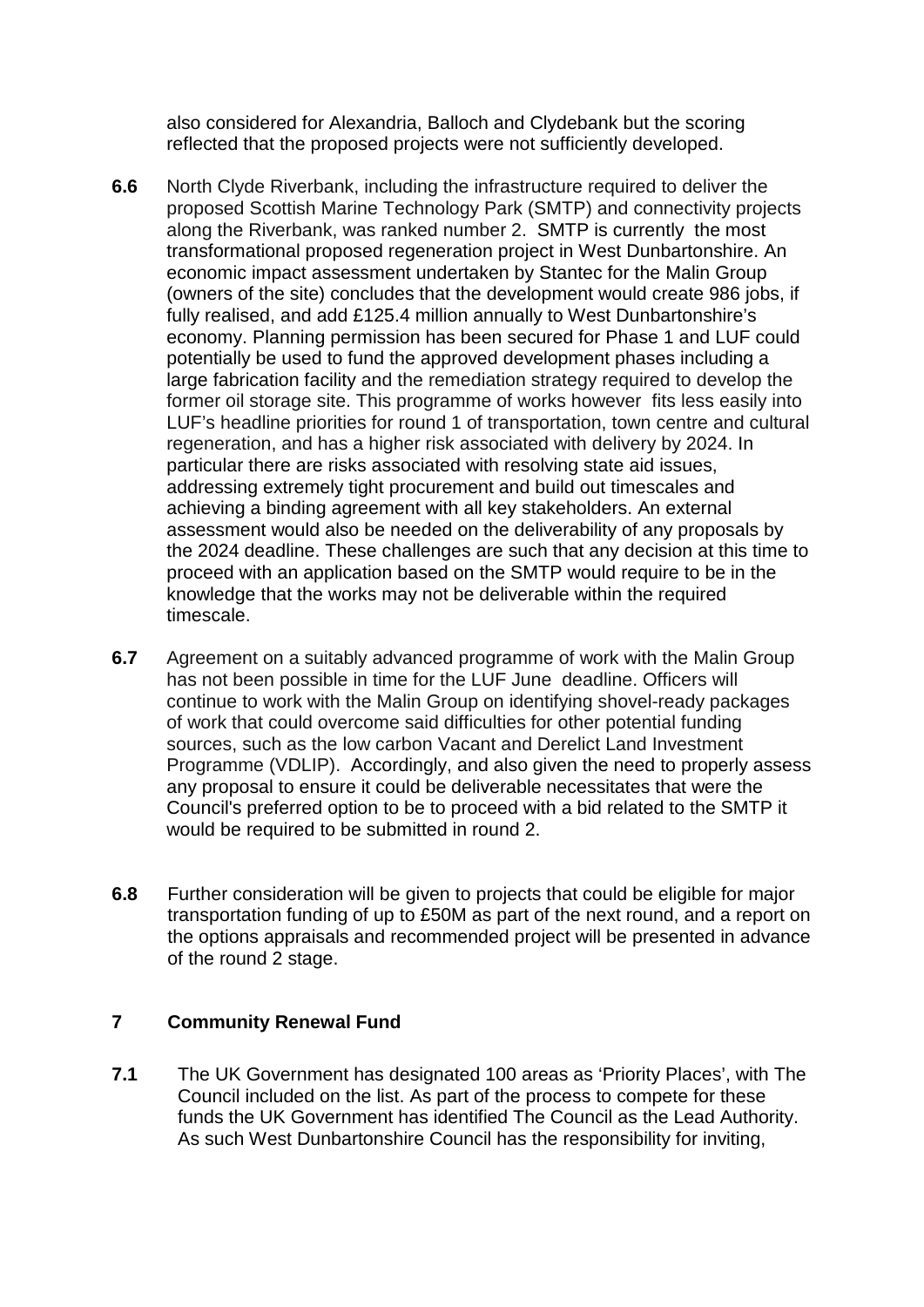also considered for Alexandria, Balloch and Clydebank but the scoring reflected that the proposed projects were not sufficiently developed.

**6.6** North Clyde Riverbank, including the infrastructure required to deliver the proposed Scottish Marine Technology Park (SMTP) and connectivity projects along the Riverbank, was ranked number 2. SMTP is currently the most transformational proposed regeneration project in West Dunbartonshire. An economic impact assessment undertaken by Stantec for the Malin Group (owners of the site) concludes that the development would create 986 jobs, if fully realised, and add £125.4 million annually to West Dunbartonshire's economy. Planning permission has been secured for Phase 1 and LUF could potentially be used to fund the approved development phases including a large fabrication facility and the remediation strategy required to develop the former oil storage site. This programme of works however fits less easily into LUF's headline priorities for round 1 of transportation, town centre and cultural regeneration, and has a higher risk associated with delivery by 2024. In particular there are risks associated with resolving state aid issues, addressing extremely tight procurement and build out timescales and achieving a binding agreement with all key stakeholders. An external assessment would also be needed on the deliverability of any proposals by the 2024 deadline. These challenges are such that any decision at this time to proceed with an application based on the SMTP would require to be in the knowledge that the works may not be deliverable within the required timescale.

**6.7** Agreement on a suitably advanced programme of work with the Malin Group has not been possible in time for the LUF June deadline. Officers will continue to work with the Malin Group on identifying shovel-ready packages of work that could overcome said difficulties for other potential funding sources, such as the low carbon Vacant and Derelict Land Investment Programme (VDLIP). Accordingly, and also given the need to properly assess any proposal to ensure it could be deliverable necessitates that were the Council's preferred option to be to proceed with a bid related to the SMTP it would be required to be submitted in round 2.

**6.8** Further consideration will be given to projects that could be eligible for major transportation funding of up to £50M as part of the next round, and a report on the options appraisals and recommended project will be presented in advance of the round 2 stage.

## 7 Community Renewal Fund

**7.1** The UK Government has designated 100 areas as 'Priority Places', with The Council included on the list. As part of the process to compete for these funds the UK Government has identified The Council as the Lead Authority. As such West Dunbartonshire Council has the responsibility for inviting,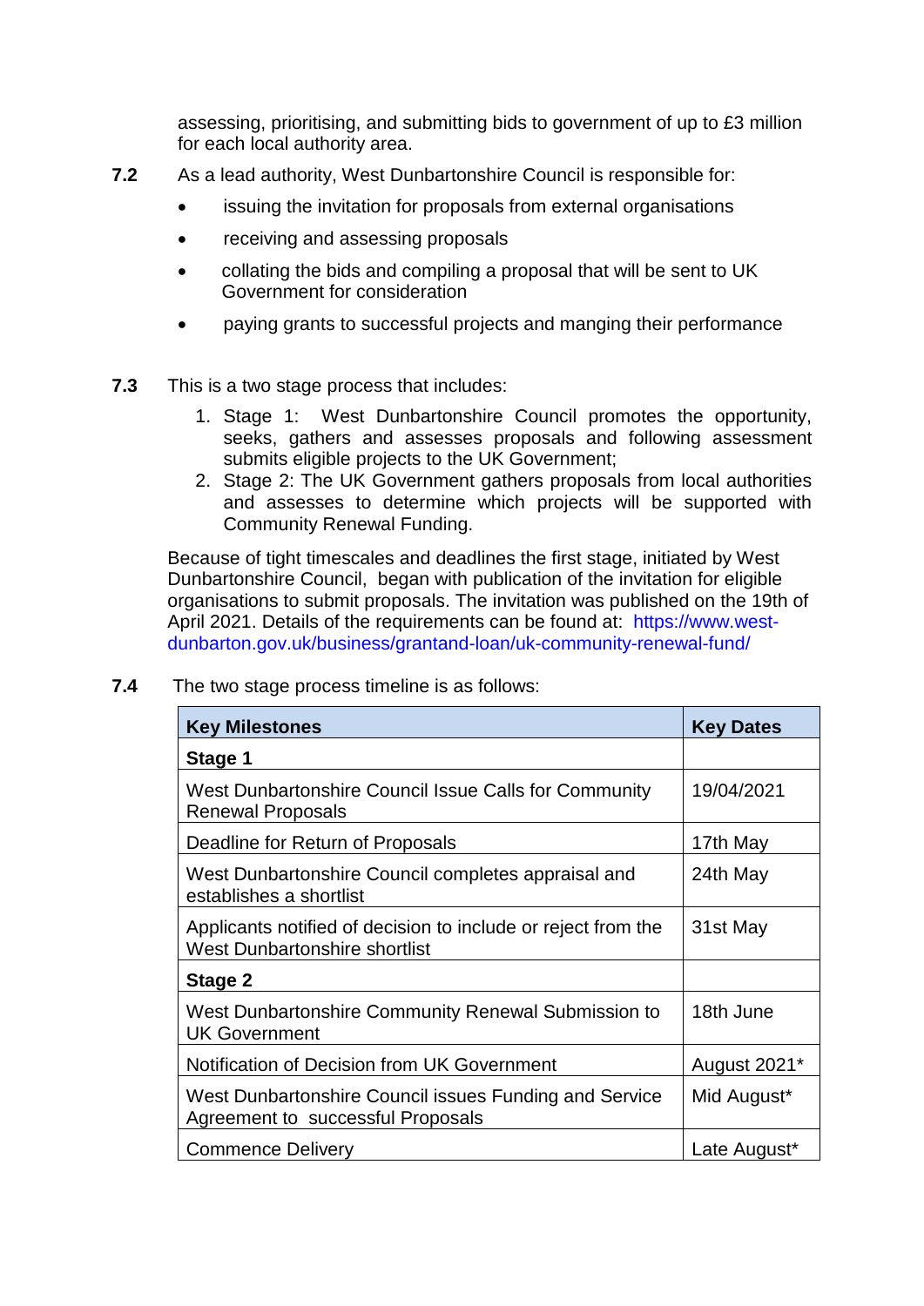assessing, prioritising, and submitting bids to government of up to £3 million for each local authority area.

**7.2** As a lead authority, West Dunbartonshire Council is responsible for:

- issuing the invitation for proposals from external organisations
- receiving and assessing proposals
- collating the bids and compiling a proposal that will be sent to UK Government for consideration
- paying grants to successful projects and manging their performance

**7.3** This is a two stage process that includes:

1. Stage 1: West Dunbartonshire Council promotes the opportunity, seeks, gathers and assesses proposals and following assessment submits eligible projects to the UK Government;
2. Stage 2: The UK Government gathers proposals from local authorities and assesses to determine which projects will be supported with Community Renewal Funding.

Because of tight timescales and deadlines the first stage, initiated by West Dunbartonshire Council, began with publication of the invitation for eligible organisations to submit proposals. The invitation was published on the 19th of April 2021. Details of the requirements can be found at: https://www.west-dunbarton.gov.uk/business/grantand-loan/uk-community-renewal-fund/

**7.4** The two stage process timeline is as follows:

| Key Milestones | Key Dates |
|---|---|
| **Stage 1** | |
| West Dunbartonshire Council Issue Calls for Community Renewal Proposals | 19/04/2021 |
| Deadline for Return of Proposals | 17th May |
| West Dunbartonshire Council completes appraisal and establishes a shortlist | 24th May |
| Applicants notified of decision to include or reject from the West Dunbartonshire shortlist | 31st May |
| **Stage 2** | |
| West Dunbartonshire Community Renewal Submission to UK Government | 18th June |
| Notification of Decision from UK Government | August 2021* |
| West Dunbartonshire Council issues Funding and Service Agreement to successful Proposals | Mid August* |
| Commence Delivery | Late August* |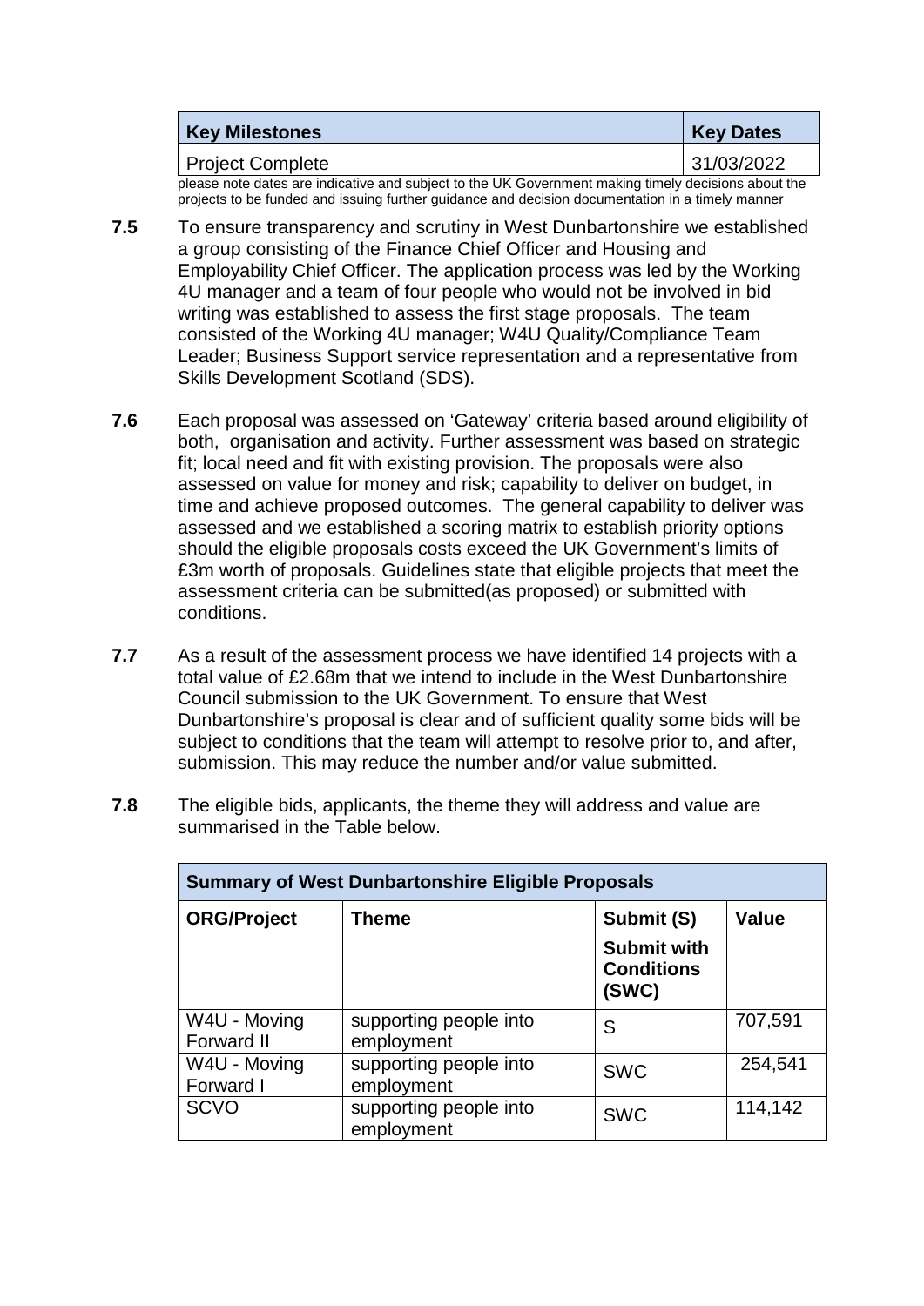| Key Milestones | Key Dates |
| --- | --- |
| Project Complete | 31/03/2022 |

please note dates are indicative and subject to the UK Government making timely decisions about the projects to be funded and issuing further guidance and decision documentation in a timely manner

**7.5** To ensure transparency and scrutiny in West Dunbartonshire we established a group consisting of the Finance Chief Officer and Housing and Employability Chief Officer. The application process was led by the Working 4U manager and a team of four people who would not be involved in bid writing was established to assess the first stage proposals. The team consisted of the Working 4U manager; W4U Quality/Compliance Team Leader; Business Support service representation and a representative from Skills Development Scotland (SDS).

**7.6** Each proposal was assessed on 'Gateway' criteria based around eligibility of both, organisation and activity. Further assessment was based on strategic fit; local need and fit with existing provision. The proposals were also assessed on value for money and risk; capability to deliver on budget, in time and achieve proposed outcomes. The general capability to deliver was assessed and we established a scoring matrix to establish priority options should the eligible proposals costs exceed the UK Government's limits of £3m worth of proposals. Guidelines state that eligible projects that meet the assessment criteria can be submitted(as proposed) or submitted with conditions.

**7.7** As a result of the assessment process we have identified 14 projects with a total value of £2.68m that we intend to include in the West Dunbartonshire Council submission to the UK Government. To ensure that West Dunbartonshire's proposal is clear and of sufficient quality some bids will be subject to conditions that the team will attempt to resolve prior to, and after, submission. This may reduce the number and/or value submitted.

**7.8** The eligible bids, applicants, the theme they will address and value are summarised in the Table below.

| Summary of West Dunbartonshire Eligible Proposals | | | |
| --- | --- | --- | --- |
| **ORG/Project** | **Theme** | **Submit (S)**<br>**Submit with Conditions (SWC)** | **Value** |
| W4U - Moving Forward II | supporting people into employment | S | 707,591 |
| W4U - Moving Forward I | supporting people into employment | SWC | 254,541 |
| SCVO | supporting people into employment | SWC | 114,142 |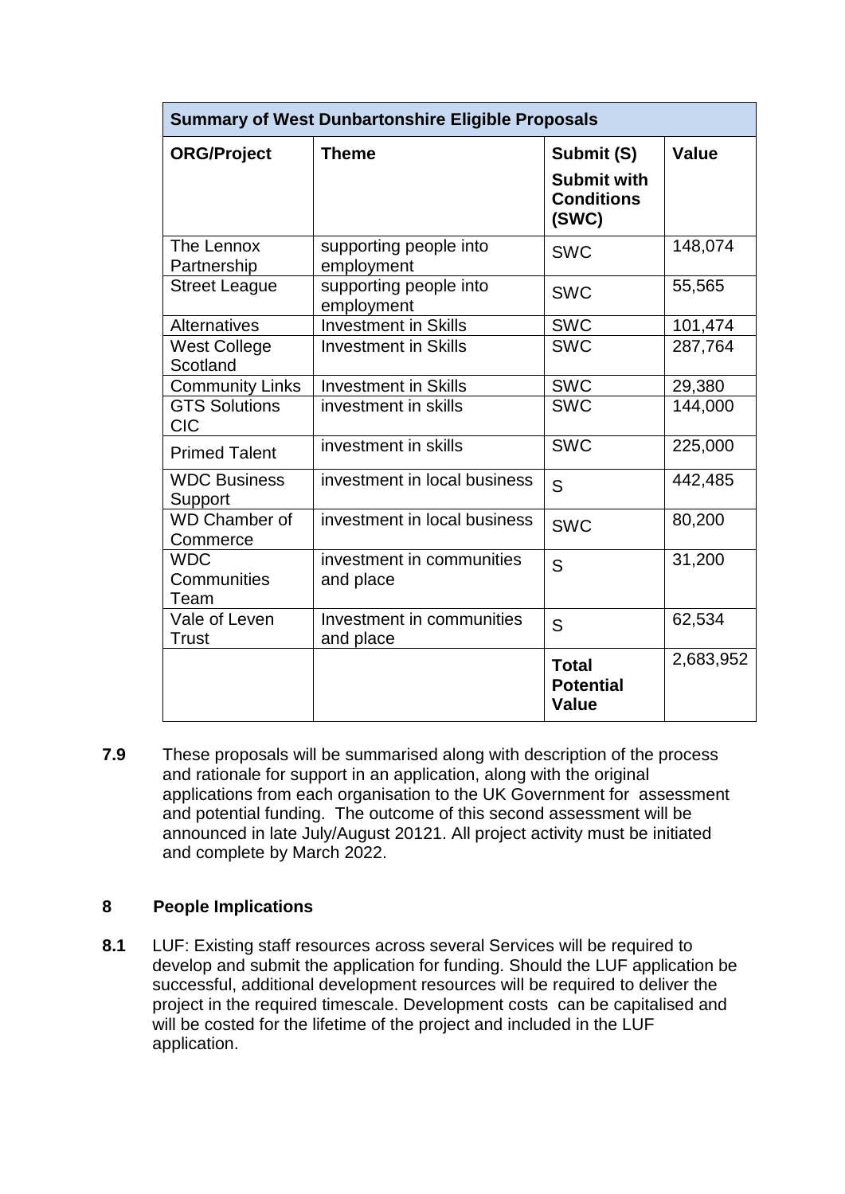| Summary of West Dunbartonshire Eligible Proposals | | | |
|---|---|---|---|
| **ORG/Project** | **Theme** | **Submit (S)**<br>**Submit with Conditions (SWC)** | **Value** |
| The Lennox Partnership | supporting people into employment | SWC | 148,074 |
| Street League | supporting people into employment | SWC | 55,565 |
| Alternatives | Investment in Skills | SWC | 101,474 |
| West College Scotland | Investment in Skills | SWC | 287,764 |
| Community Links | Investment in Skills | SWC | 29,380 |
| GTS Solutions CIC | investment in skills | SWC | 144,000 |
| Primed Talent | investment in skills | SWC | 225,000 |
| WDC Business Support | investment in local business | S | 442,485 |
| WD Chamber of Commerce | investment in local business | SWC | 80,200 |
| WDC Communities Team | investment in communities and place | S | 31,200 |
| Vale of Leven Trust | Investment in communities and place | S | 62,534 |
| | | **Total Potential Value** | 2,683,952 |

**7.9** These proposals will be summarised along with description of the process and rationale for support in an application, along with the original applications from each organisation to the UK Government for assessment and potential funding. The outcome of this second assessment will be announced in late July/August 20121. All project activity must be initiated and complete by March 2022.

## 8 People Implications

**8.1** LUF: Existing staff resources across several Services will be required to develop and submit the application for funding. Should the LUF application be successful, additional development resources will be required to deliver the project in the required timescale. Development costs can be capitalised and will be costed for the lifetime of the project and included in the LUF application.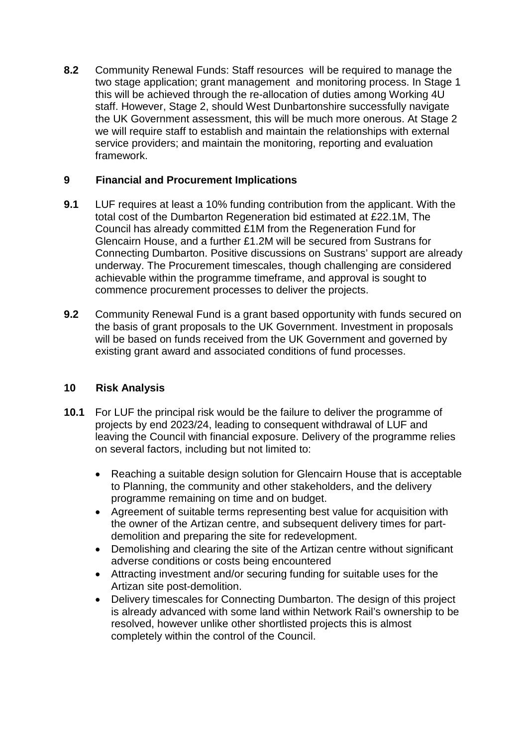**8.2** Community Renewal Funds: Staff resources will be required to manage the two stage application; grant management and monitoring process. In Stage 1 this will be achieved through the re-allocation of duties among Working 4U staff. However, Stage 2, should West Dunbartonshire successfully navigate the UK Government assessment, this will be much more onerous. At Stage 2 we will require staff to establish and maintain the relationships with external service providers; and maintain the monitoring, reporting and evaluation framework.

## 9 Financial and Procurement Implications

**9.1** LUF requires at least a 10% funding contribution from the applicant. With the total cost of the Dumbarton Regeneration bid estimated at £22.1M, The Council has already committed £1M from the Regeneration Fund for Glencairn House, and a further £1.2M will be secured from Sustrans for Connecting Dumbarton. Positive discussions on Sustrans' support are already underway. The Procurement timescales, though challenging are considered achievable within the programme timeframe, and approval is sought to commence procurement processes to deliver the projects.

**9.2** Community Renewal Fund is a grant based opportunity with funds secured on the basis of grant proposals to the UK Government. Investment in proposals will be based on funds received from the UK Government and governed by existing grant award and associated conditions of fund processes.

## 10 Risk Analysis

**10.1** For LUF the principal risk would be the failure to deliver the programme of projects by end 2023/24, leading to consequent withdrawal of LUF and leaving the Council with financial exposure. Delivery of the programme relies on several factors, including but not limited to:

- Reaching a suitable design solution for Glencairn House that is acceptable to Planning, the community and other stakeholders, and the delivery programme remaining on time and on budget.
- Agreement of suitable terms representing best value for acquisition with the owner of the Artizan centre, and subsequent delivery times for part-demolition and preparing the site for redevelopment.
- Demolishing and clearing the site of the Artizan centre without significant adverse conditions or costs being encountered
- Attracting investment and/or securing funding for suitable uses for the Artizan site post-demolition.
- Delivery timescales for Connecting Dumbarton. The design of this project is already advanced with some land within Network Rail's ownership to be resolved, however unlike other shortlisted projects this is almost completely within the control of the Council.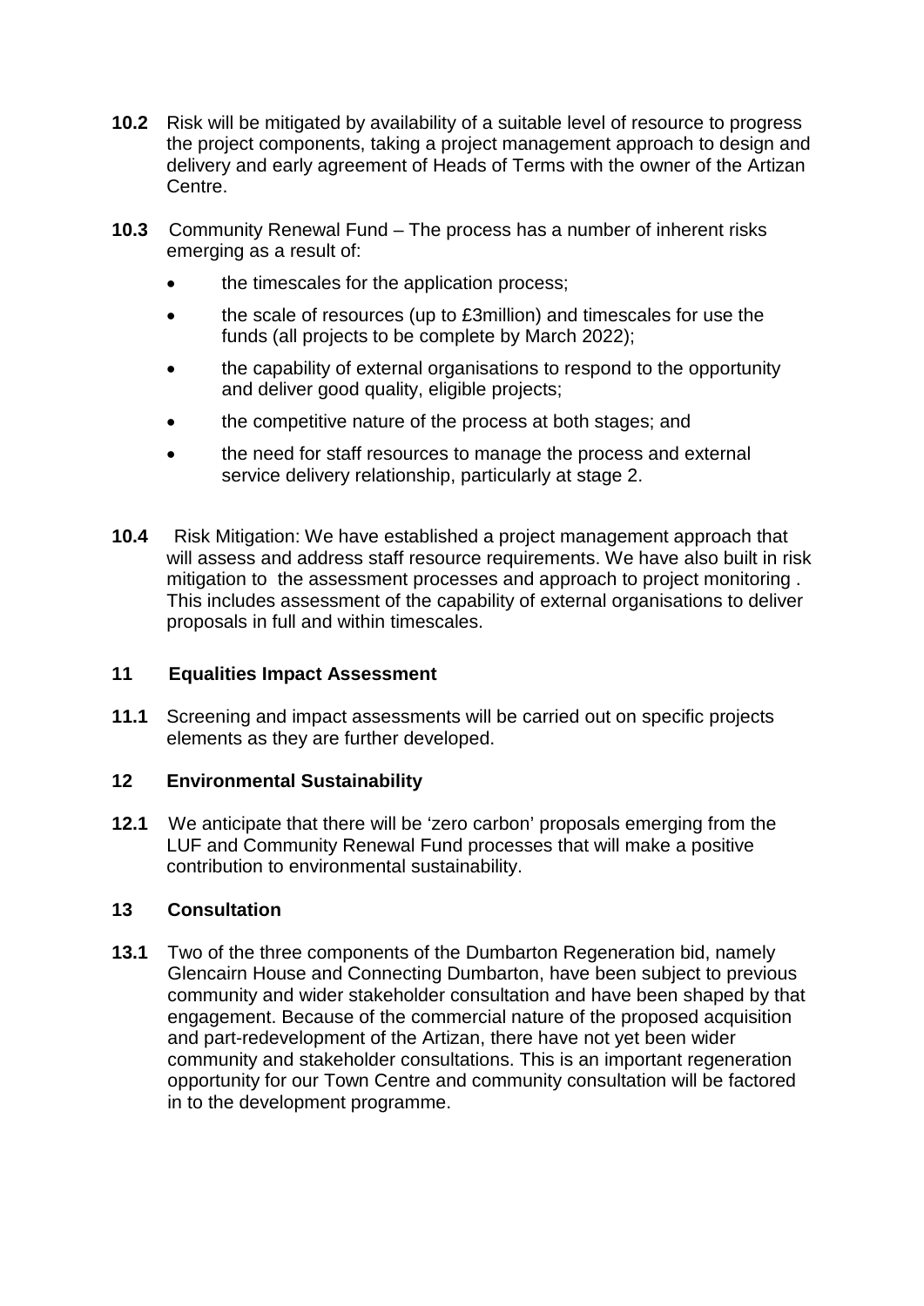**10.2** Risk will be mitigated by availability of a suitable level of resource to progress the project components, taking a project management approach to design and delivery and early agreement of Heads of Terms with the owner of the Artizan Centre.

**10.3** Community Renewal Fund – The process has a number of inherent risks emerging as a result of:

- the timescales for the application process;
- the scale of resources (up to £3million) and timescales for use the funds (all projects to be complete by March 2022);
- the capability of external organisations to respond to the opportunity and deliver good quality, eligible projects;
- the competitive nature of the process at both stages; and
- the need for staff resources to manage the process and external service delivery relationship, particularly at stage 2.

**10.4** Risk Mitigation: We have established a project management approach that will assess and address staff resource requirements. We have also built in risk mitigation to the assessment processes and approach to project monitoring . This includes assessment of the capability of external organisations to deliver proposals in full and within timescales.

## 11 Equalities Impact Assessment

**11.1** Screening and impact assessments will be carried out on specific projects elements as they are further developed.

## 12 Environmental Sustainability

**12.1** We anticipate that there will be 'zero carbon' proposals emerging from the LUF and Community Renewal Fund processes that will make a positive contribution to environmental sustainability.

## 13 Consultation

**13.1** Two of the three components of the Dumbarton Regeneration bid, namely Glencairn House and Connecting Dumbarton, have been subject to previous community and wider stakeholder consultation and have been shaped by that engagement. Because of the commercial nature of the proposed acquisition and part-redevelopment of the Artizan, there have not yet been wider community and stakeholder consultations. This is an important regeneration opportunity for our Town Centre and community consultation will be factored in to the development programme.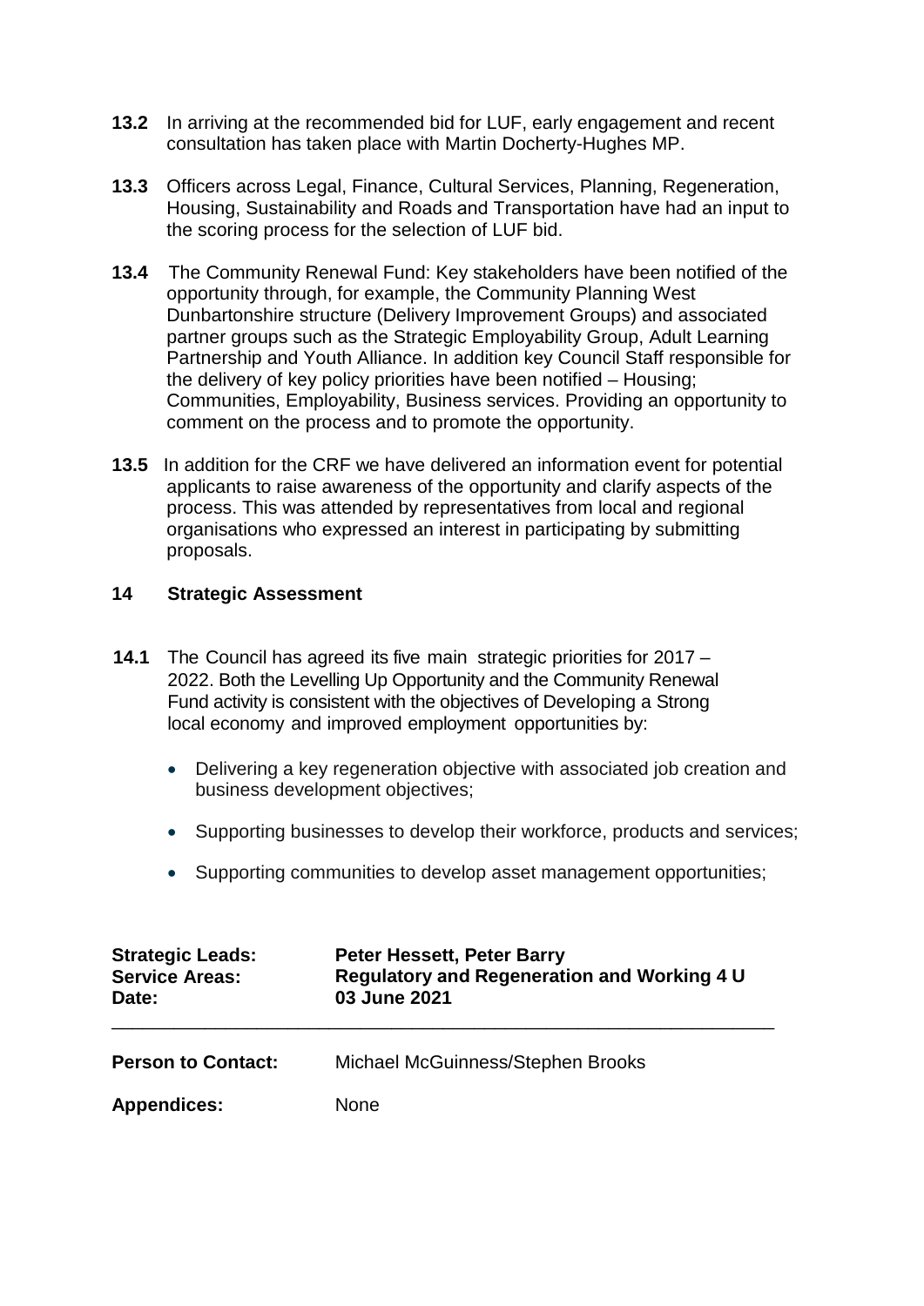**13.2** In arriving at the recommended bid for LUF, early engagement and recent consultation has taken place with Martin Docherty-Hughes MP.

**13.3** Officers across Legal, Finance, Cultural Services, Planning, Regeneration, Housing, Sustainability and Roads and Transportation have had an input to the scoring process for the selection of LUF bid.

**13.4** The Community Renewal Fund: Key stakeholders have been notified of the opportunity through, for example, the Community Planning West Dunbartonshire structure (Delivery Improvement Groups) and associated partner groups such as the Strategic Employability Group, Adult Learning Partnership and Youth Alliance. In addition key Council Staff responsible for the delivery of key policy priorities have been notified – Housing; Communities, Employability, Business services. Providing an opportunity to comment on the process and to promote the opportunity.

**13.5** In addition for the CRF we have delivered an information event for potential applicants to raise awareness of the opportunity and clarify aspects of the process. This was attended by representatives from local and regional organisations who expressed an interest in participating by submitting proposals.

## 14 Strategic Assessment

**14.1** The Council has agreed its five main strategic priorities for 2017 – 2022. Both the Levelling Up Opportunity and the Community Renewal Fund activity is consistent with the objectives of Developing a Strong local economy and improved employment opportunities by:

- Delivering a key regeneration objective with associated job creation and business development objectives;
- Supporting businesses to develop their workforce, products and services;
- Supporting communities to develop asset management opportunities;

| | |
|---|---|
| **Strategic Leads:** | **Peter Hessett, Peter Barry** |
| **Service Areas:** | **Regulatory and Regeneration and Working 4 U** |
| **Date:** | **03 June 2021** |

---

**Person to Contact:** Michael McGuinness/Stephen Brooks

**Appendices:** None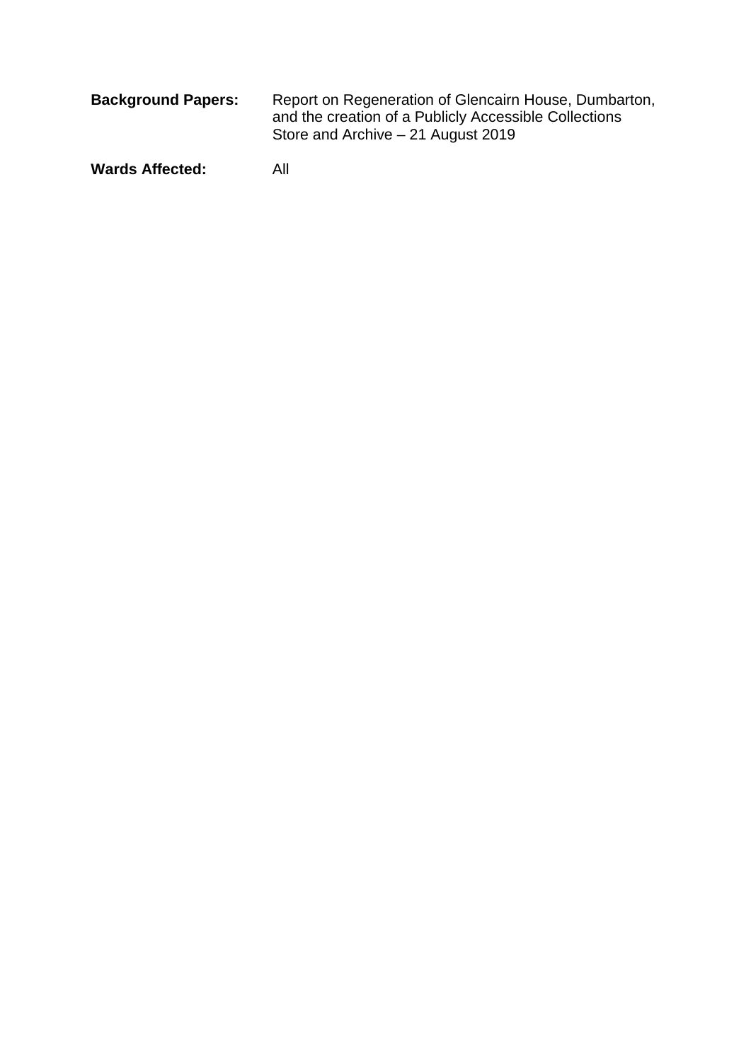**Background Papers:** Report on Regeneration of Glencairn House, Dumbarton, and the creation of a Publicly Accessible Collections Store and Archive – 21 August 2019

**Wards Affected:** All